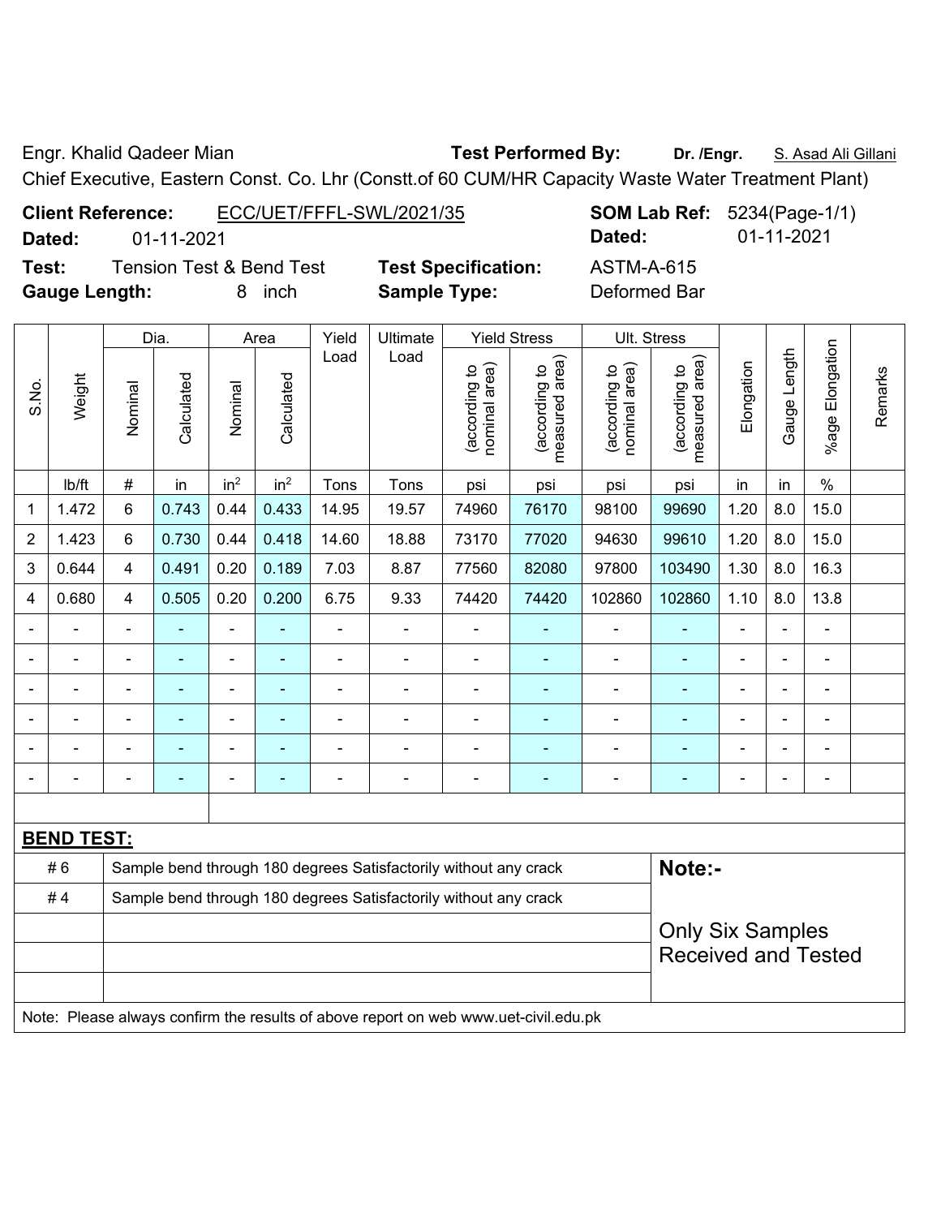Engr. Khalid Qadeer Mian **Test Performed By:** **Dr. /Engr.** S. Asad Ali Gillani

Chief Executive, Eastern Const. Co. Lhr (Constt.of 60 CUM/HR Capacity Waste Water Treatment Plant)

**Client Reference:** ECC/UET/FFFL-SWL/2021/35 **SOM Lab Ref:** 5234(Page-1/1)

**Dated:** 01-11-2021 **Dated:** 01-11-2021

**Test:** Tension Test & Bend Test **Test Specification:** ASTM-A-615

**Gauge Length:** 8 inch **Sample Type:** Deformed Bar

| S.No. | Weight | Dia. | | Area | | Yield Load | Ultimate Load | Yield Stress | | Ult. Stress | | Elongation | Gauge Length | %age Elongation | Remarks |
|---|---|---|---|---|---|---|---|---|---|---|---|---|---|---|---|
| | | Nominal | Calculated | Nominal | Calculated | | | (according to nominal area) | (according to measured area) | (according to nominal area) | (according to measured area) | | | | |
| | lb/ft | # | in | in$^2$ | in$^2$ | Tons | Tons | psi | psi | psi | psi | in | in | % | |
| 1 | 1.472 | 6 | 0.743 | 0.44 | 0.433 | 14.95 | 19.57 | 74960 | 76170 | 98100 | 99690 | 1.20 | 8.0 | 15.0 | |
| 2 | 1.423 | 6 | 0.730 | 0.44 | 0.418 | 14.60 | 18.88 | 73170 | 77020 | 94630 | 99610 | 1.20 | 8.0 | 15.0 | |
| 3 | 0.644 | 4 | 0.491 | 0.20 | 0.189 | 7.03 | 8.87 | 77560 | 82080 | 97800 | 103490 | 1.30 | 8.0 | 16.3 | |
| 4 | 0.680 | 4 | 0.505 | 0.20 | 0.200 | 6.75 | 9.33 | 74420 | 74420 | 102860 | 102860 | 1.10 | 8.0 | 13.8 | |
| - | - | - | - | - | - | - | - | - | - | - | - | - | - | - | |
| - | - | - | - | - | - | - | - | - | - | - | - | - | - | - | |
| - | - | - | - | - | - | - | - | - | - | - | - | - | - | - | |
| - | - | - | - | - | - | - | - | - | - | - | - | - | - | - | |
| - | - | - | - | - | - | - | - | - | - | - | - | - | - | - | |
| - | - | - | - | - | - | - | - | - | - | - | - | - | - | - | |

**BEND TEST:**

| | | |
|---|---|---|
| # 6 | Sample bend through 180 degrees Satisfactorily without any crack | **Note:-** |
| # 4 | Sample bend through 180 degrees Satisfactorily without any crack | |
| | | Only Six Samples Received and Tested |

Note: Please always confirm the results of above report on web www.uet-civil.edu.pk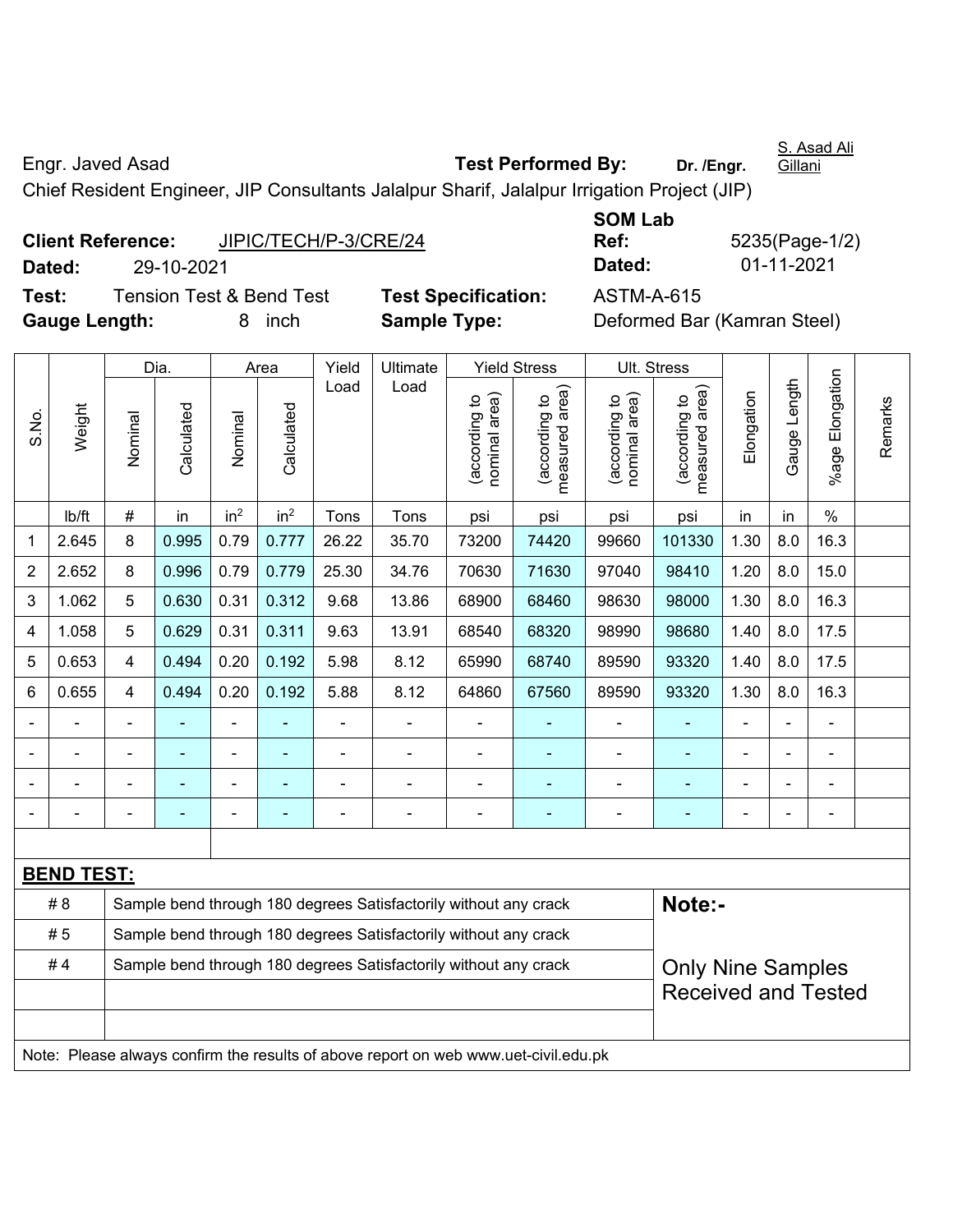Engr. Javed Asad **Test Performed By:** **Dr. /Engr.** S. Asad Ali Gillani

Chief Resident Engineer, JIP Consultants Jalalpur Sharif, Jalalpur Irrigation Project (JIP)

**Client Reference:** JIPIC/TECH/P-3/CRE/24 **SOM Lab Ref:** 5235(Page-1/2)

**Dated:** 29-10-2021 **Dated:** 01-11-2021

**Test:** Tension Test & Bend Test **Test Specification:** ASTM-A-615

**Gauge Length:** 8 inch **Sample Type:** Deformed Bar (Kamran Steel)

| S.No. | Weight | Dia. | | Area | | Yield Load | Ultimate Load | Yield Stress | | Ult. Stress | | Elongation | Gauge Length | %age Elongation | Remarks |
|---|---|---|---|---|---|---|---|---|---|---|---|---|---|---|---|
| | | Nominal | Calculated | Nominal | Calculated | | | (according to nominal area) | (according to measured area) | (according to nominal area) | (according to measured area) | | | | |
| | lb/ft | # | in | $in^2$ | $in^2$ | Tons | Tons | psi | psi | psi | psi | in | in | % | |
| 1 | 2.645 | 8 | 0.995 | 0.79 | 0.777 | 26.22 | 35.70 | 73200 | 74420 | 99660 | 101330 | 1.30 | 8.0 | 16.3 | |
| 2 | 2.652 | 8 | 0.996 | 0.79 | 0.779 | 25.30 | 34.76 | 70630 | 71630 | 97040 | 98410 | 1.20 | 8.0 | 15.0 | |
| 3 | 1.062 | 5 | 0.630 | 0.31 | 0.312 | 9.68 | 13.86 | 68900 | 68460 | 98630 | 98000 | 1.30 | 8.0 | 16.3 | |
| 4 | 1.058 | 5 | 0.629 | 0.31 | 0.311 | 9.63 | 13.91 | 68540 | 68320 | 98990 | 98680 | 1.40 | 8.0 | 17.5 | |
| 5 | 0.653 | 4 | 0.494 | 0.20 | 0.192 | 5.98 | 8.12 | 65990 | 68740 | 89590 | 93320 | 1.40 | 8.0 | 17.5 | |
| 6 | 0.655 | 4 | 0.494 | 0.20 | 0.192 | 5.88 | 8.12 | 64860 | 67560 | 89590 | 93320 | 1.30 | 8.0 | 16.3 | |
| - | - | - | - | - | - | - | - | - | - | - | - | - | - | - | |
| - | - | - | - | - | - | - | - | - | - | - | - | - | - | - | |
| - | - | - | - | - | - | - | - | - | - | - | - | - | - | - | |
| - | - | - | - | - | - | - | - | - | - | - | - | - | - | - | |

**BEND TEST:**

| | | |
|---|---|---|
| # 8 | Sample bend through 180 degrees Satisfactorily without any crack | **Note:-** |
| # 5 | Sample bend through 180 degrees Satisfactorily without any crack | |
| # 4 | Sample bend through 180 degrees Satisfactorily without any crack | Only Nine Samples Received and Tested |

Note: Please always confirm the results of above report on web www.uet-civil.edu.pk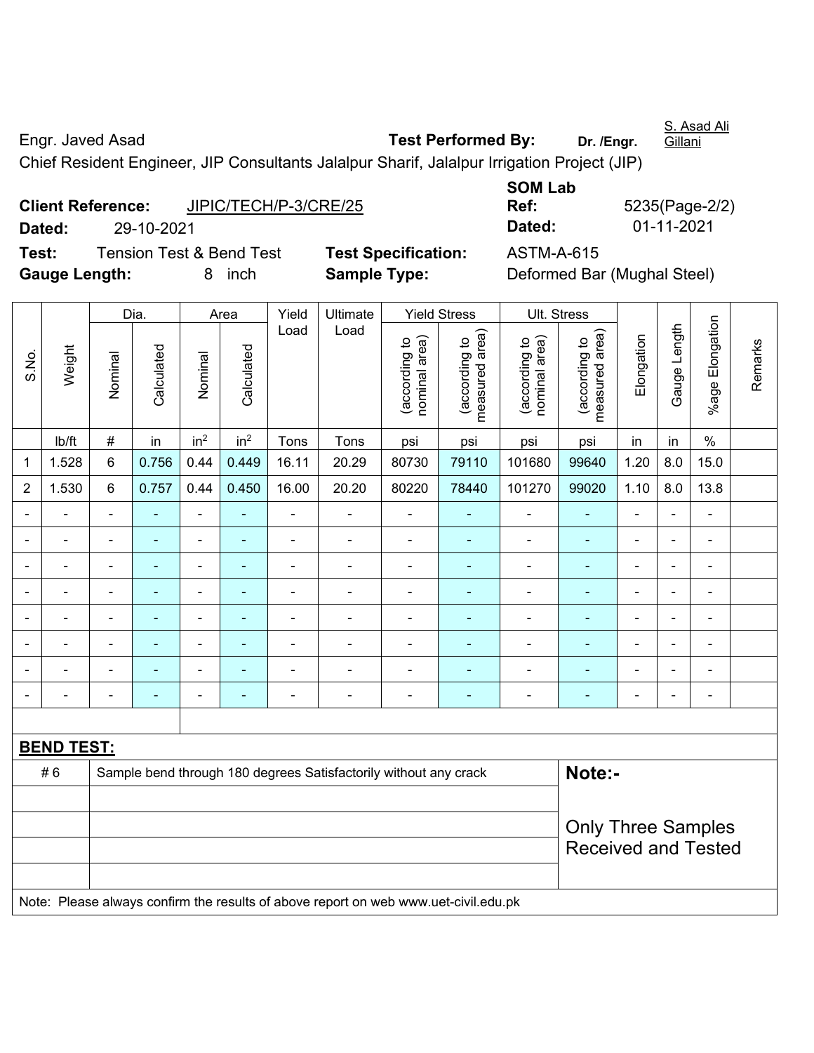Engr. Javed Asad **Test Performed By:** **Dr. /Engr.** S. Asad Ali Gillani

Chief Resident Engineer, JIP Consultants Jalalpur Sharif, Jalalpur Irrigation Project (JIP)

**Client Reference:** JIPIC/TECH/P-3/CRE/25 **SOM Lab Ref:** 5235(Page-2/2)

**Dated:** 29-10-2021 **Dated:** 01-11-2021

**Test:** Tension Test & Bend Test **Test Specification:** ASTM-A-615

**Gauge Length:** 8 inch **Sample Type:** Deformed Bar (Mughal Steel)

| S.No. | Weight | Dia. | | Area | | Yield Load | Ultimate Load | Yield Stress | | Ult. Stress | | Elongation | Gauge Length | %age Elongation | Remarks |
|---|---|---|---|---|---|---|---|---|---|---|---|---|---|---|---|
| | | Nominal | Calculated | Nominal | Calculated | | | (according to nominal area) | (according to measured area) | (according to nominal area) | (according to measured area) | | | | |
| | lb/ft | # | in | $in^2$ | $in^2$ | Tons | Tons | psi | psi | psi | psi | in | in | % | |
| 1 | 1.528 | 6 | 0.756 | 0.44 | 0.449 | 16.11 | 20.29 | 80730 | 79110 | 101680 | 99640 | 1.20 | 8.0 | 15.0 | |
| 2 | 1.530 | 6 | 0.757 | 0.44 | 0.450 | 16.00 | 20.20 | 80220 | 78440 | 101270 | 99020 | 1.10 | 8.0 | 13.8 | |
| - | - | - | - | - | - | - | - | - | - | - | - | - | - | - | |
| - | - | - | - | - | - | - | - | - | - | - | - | - | - | - | |
| - | - | - | - | - | - | - | - | - | - | - | - | - | - | - | |
| - | - | - | - | - | - | - | - | - | - | - | - | - | - | - | |
| - | - | - | - | - | - | - | - | - | - | - | - | - | - | - | |
| - | - | - | - | - | - | - | - | - | - | - | - | - | - | - | |
| - | - | - | - | - | - | - | - | - | - | - | - | - | - | - | |
| - | - | - | - | - | - | - | - | - | - | - | - | - | - | - | |

**BEND TEST:**

| | | |
|---|---|---|
| # 6 | Sample bend through 180 degrees Satisfactorily without any crack | **Note:-** |
| | | Only Three Samples Received and Tested |

Note: Please always confirm the results of above report on web www.uet-civil.edu.pk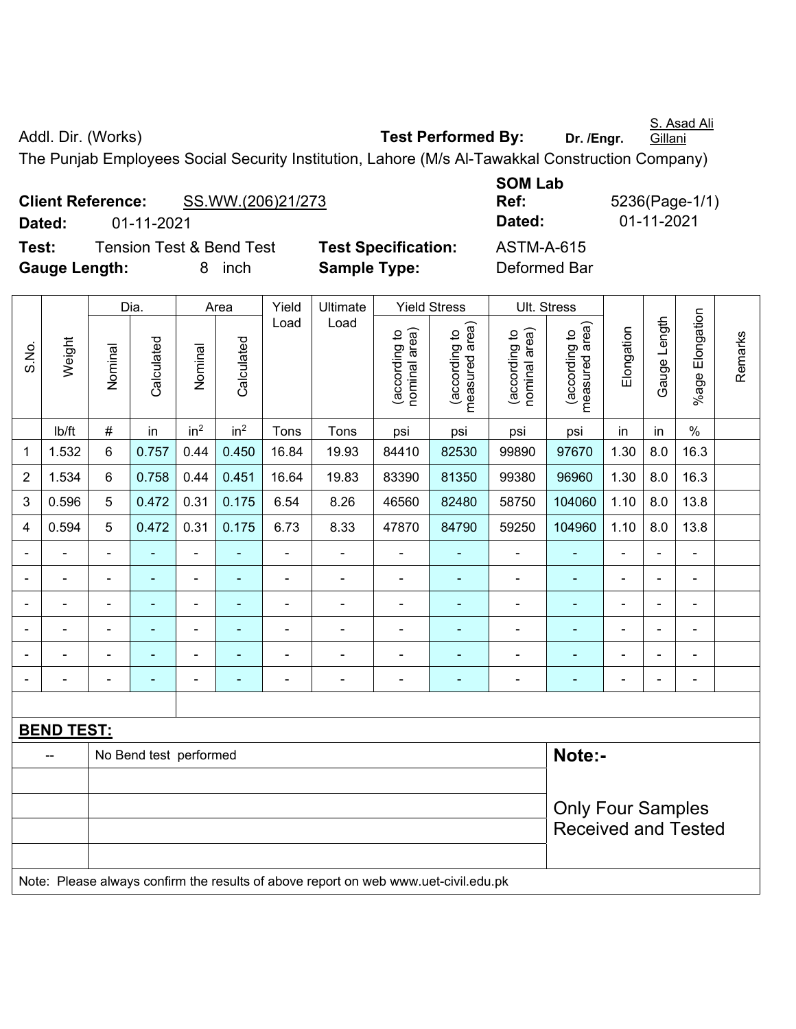Addl. Dir. (Works) **Test Performed By:** **Dr. /Engr.** S. Asad Ali Gillani

The Punjab Employees Social Security Institution, Lahore (M/s Al-Tawakkal Construction Company)

**Client Reference:** SS.WW.(206)21/273 **SOM Lab Ref:** 5236(Page-1/1)

**Dated:** 01-11-2021 **Dated:** 01-11-2021

**Test:** Tension Test & Bend Test **Test Specification:** ASTM-A-615

**Gauge Length:** 8 inch **Sample Type:** Deformed Bar

| S.No. | Weight | Dia. | | Area | | Yield Load | Ultimate Load | Yield Stress | | Ult. Stress | | Elongation | Gauge Length | %age Elongation | Remarks |
|---|---|---|---|---|---|---|---|---|---|---|---|---|---|---|---|
| | | Nominal | Calculated | Nominal | Calculated | | | (according to nominal area) | (according to measured area) | (according to nominal area) | (according to measured area) | | | | |
| | lb/ft | # | in | $in^2$ | $in^2$ | Tons | Tons | psi | psi | psi | psi | in | in | % | |
| 1 | 1.532 | 6 | 0.757 | 0.44 | 0.450 | 16.84 | 19.93 | 84410 | 82530 | 99890 | 97670 | 1.30 | 8.0 | 16.3 | |
| 2 | 1.534 | 6 | 0.758 | 0.44 | 0.451 | 16.64 | 19.83 | 83390 | 81350 | 99380 | 96960 | 1.30 | 8.0 | 16.3 | |
| 3 | 0.596 | 5 | 0.472 | 0.31 | 0.175 | 6.54 | 8.26 | 46560 | 82480 | 58750 | 104060 | 1.10 | 8.0 | 13.8 | |
| 4 | 0.594 | 5 | 0.472 | 0.31 | 0.175 | 6.73 | 8.33 | 47870 | 84790 | 59250 | 104960 | 1.10 | 8.0 | 13.8 | |
| - | - | - | - | - | - | - | - | - | - | - | - | - | - | - | |
| - | - | - | - | - | - | - | - | - | - | - | - | - | - | - | |
| - | - | - | - | - | - | - | - | - | - | - | - | - | - | - | |
| - | - | - | - | - | - | - | - | - | - | - | - | - | - | - | |
| - | - | - | - | - | - | - | - | - | - | - | - | - | - | - | |
| - | - | - | - | - | - | - | - | - | - | - | - | - | - | - | |

**BEND TEST:**

| | | |
|---|---|---|
| -- | No Bend test performed | **Note:-** |
| | | Only Four Samples Received and Tested |

Note: Please always confirm the results of above report on web www.uet-civil.edu.pk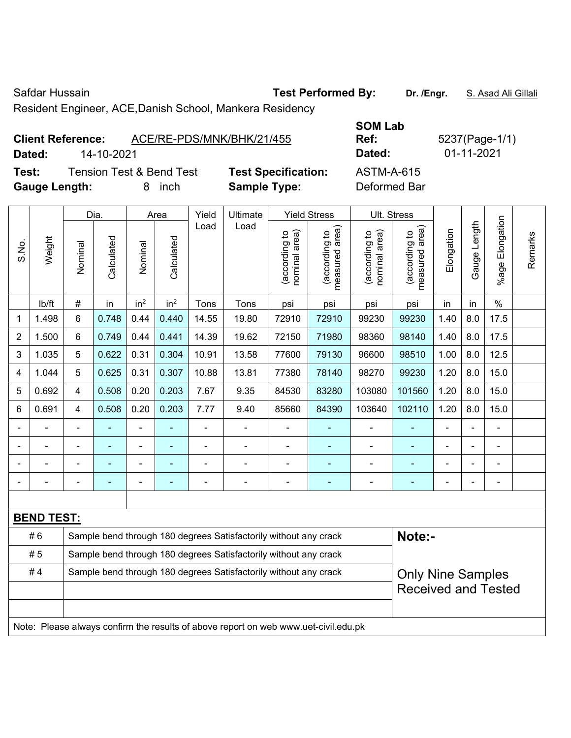Safdar Hussain

Resident Engineer, ACE,Danish School, Mankera Residency

**Test Performed By:** **Dr. /Engr.** S. Asad Ali Gillali

**Client Reference:** ACE/RE-PDS/MNK/BHK/21/455

**Dated:** 14-10-2021

**SOM Lab Ref:** 5237(Page-1/1)

**Dated:** 01-11-2021

**Test:** Tension Test & Bend Test

**Test Specification:** ASTM-A-615

**Gauge Length:** 8 inch

**Sample Type:** Deformed Bar

| S.No. | Weight | Dia. | | Area | | Yield Load | Ultimate Load | Yield Stress | | Ult. Stress | | Elongation | Gauge Length | %age Elongation | Remarks |
|---|---|---|---|---|---|---|---|---|---|---|---|---|---|---|---|
| | | Nominal | Calculated | Nominal | Calculated | | | (according to nominal area) | (according to measured area) | (according to nominal area) | (according to measured area) | | | | |
| | lb/ft | # | in | $in^2$ | $in^2$ | Tons | Tons | psi | psi | psi | psi | in | in | % | |
| 1 | 1.498 | 6 | 0.748 | 0.44 | 0.440 | 14.55 | 19.80 | 72910 | 72910 | 99230 | 99230 | 1.40 | 8.0 | 17.5 | |
| 2 | 1.500 | 6 | 0.749 | 0.44 | 0.441 | 14.39 | 19.62 | 72150 | 71980 | 98360 | 98140 | 1.40 | 8.0 | 17.5 | |
| 3 | 1.035 | 5 | 0.622 | 0.31 | 0.304 | 10.91 | 13.58 | 77600 | 79130 | 96600 | 98510 | 1.00 | 8.0 | 12.5 | |
| 4 | 1.044 | 5 | 0.625 | 0.31 | 0.307 | 10.88 | 13.81 | 77380 | 78140 | 98270 | 99230 | 1.20 | 8.0 | 15.0 | |
| 5 | 0.692 | 4 | 0.508 | 0.20 | 0.203 | 7.67 | 9.35 | 84530 | 83280 | 103080 | 101560 | 1.20 | 8.0 | 15.0 | |
| 6 | 0.691 | 4 | 0.508 | 0.20 | 0.203 | 7.77 | 9.40 | 85660 | 84390 | 103640 | 102110 | 1.20 | 8.0 | 15.0 | |
| - | - | - | - | - | - | - | - | - | - | - | - | - | - | - | |
| - | - | - | - | - | - | - | - | - | - | - | - | - | - | - | |
| - | - | - | - | - | - | - | - | - | - | - | - | - | - | - | |
| - | - | - | - | - | - | - | - | - | - | - | - | - | - | - | |

**BEND TEST:**

| | | |
|---|---|---|
| # 6 | Sample bend through 180 degrees Satisfactorily without any crack | **Note:-** |
| # 5 | Sample bend through 180 degrees Satisfactorily without any crack | |
| # 4 | Sample bend through 180 degrees Satisfactorily without any crack | Only Nine Samples Received and Tested |

Note: Please always confirm the results of above report on web www.uet-civil.edu.pk